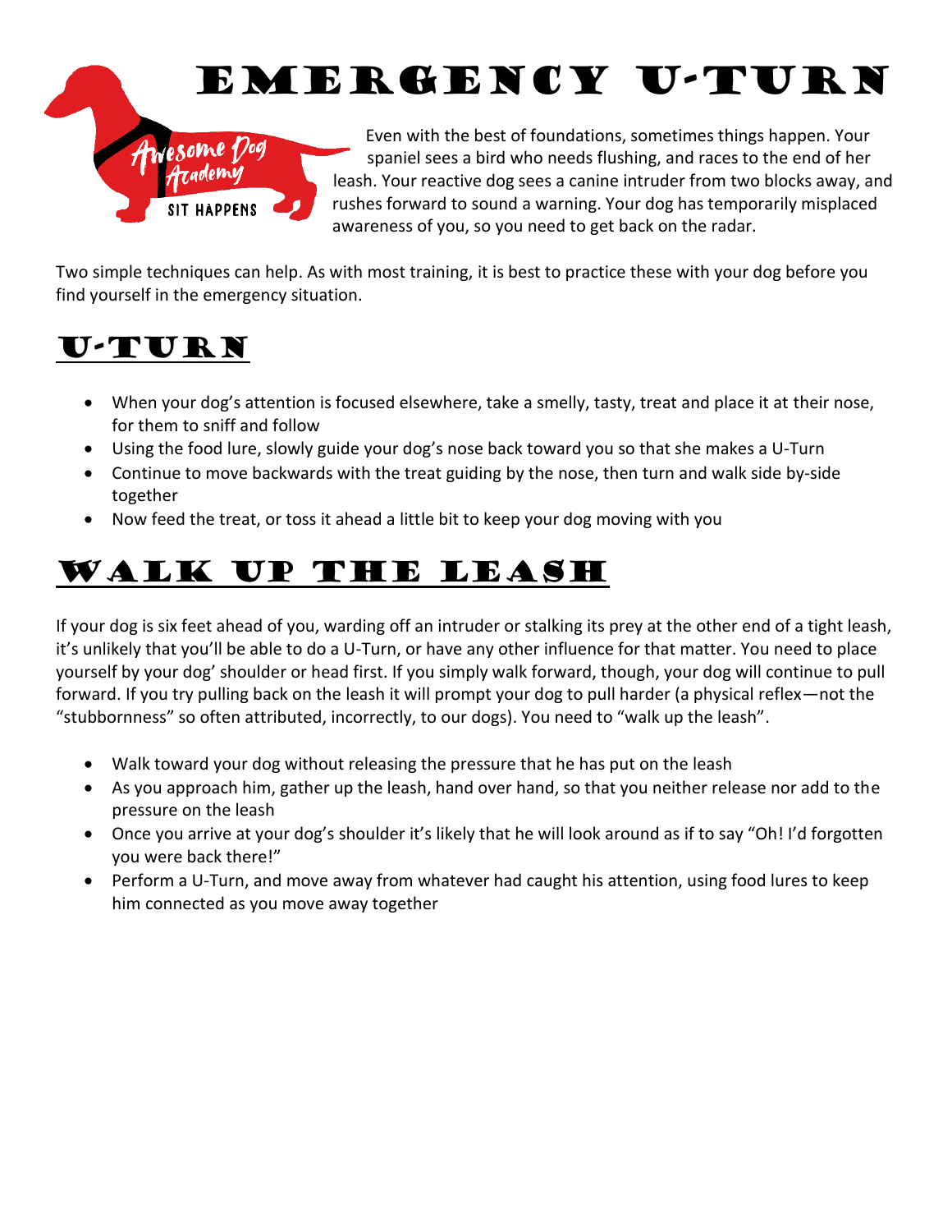# Emergency U-Turn

Even with the best of foundations, sometimes things happen. Your spaniel sees a bird who needs flushing, and races to the end of her leash. Your reactive dog sees a canine intruder from two blocks away, and rushes forward to sound a warning. Your dog has temporarily misplaced awareness of you, so you need to get back on the radar.

Two simple techniques can help. As with most training, it is best to practice these with your dog before you find yourself in the emergency situation.

## U-Turn

- When your dog's attention is focused elsewhere, take a smelly, tasty, treat and place it at their nose, for them to sniff and follow
- Using the food lure, slowly guide your dog's nose back toward you so that she makes a U-Turn
- Continue to move backwards with the treat guiding by the nose, then turn and walk side by-side together
- Now feed the treat, or toss it ahead a little bit to keep your dog moving with you

## Walk up the Leash

If your dog is six feet ahead of you, warding off an intruder or stalking its prey at the other end of a tight leash, it's unlikely that you'll be able to do a U-Turn, or have any other influence for that matter. You need to place yourself by your dog' shoulder or head first. If you simply walk forward, though, your dog will continue to pull forward. If you try pulling back on the leash it will prompt your dog to pull harder (a physical reflex—not the "stubbornness" so often attributed, incorrectly, to our dogs). You need to "walk up the leash".

- Walk toward your dog without releasing the pressure that he has put on the leash
- As you approach him, gather up the leash, hand over hand, so that you neither release nor add to the pressure on the leash
- Once you arrive at your dog's shoulder it's likely that he will look around as if to say "Oh! I'd forgotten you were back there!"
- Perform a U-Turn, and move away from whatever had caught his attention, using food lures to keep him connected as you move away together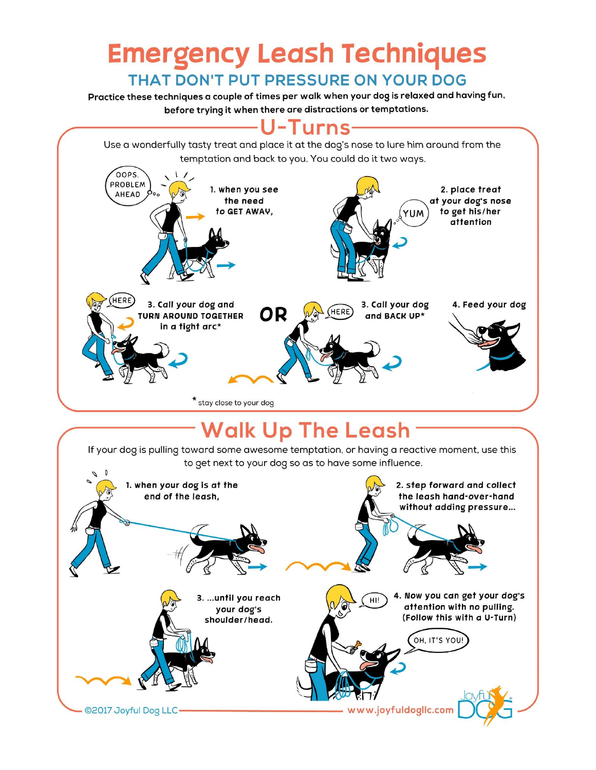# Emergency Leash Techniques

## THAT DON'T PUT PRESSURE ON YOUR DOG

Practice these techniques a couple of times per walk when your dog is relaxed and having fun, before trying it when there are distractions or temptations.

## U-Turns

Use a wonderfully tasty treat and place it at the dog's nose to lure him around from the temptation and back to you. You could do it two ways.

OOPS. PROBLEM AHEAD

1. when you see the need to GET AWAY,

YUM

2. place treat at your dog's nose to get his/her attention

HERE

3. Call your dog and TURN AROUND TOGETHER in a tight arc*

OR

HERE

3. Call your dog and BACK UP*

4. Feed your dog

* stay close to your dog

## Walk Up The Leash

If your dog is pulling toward some awesome temptation, or having a reactive moment, use this to get next to your dog so as to have some influence.

1. when your dog is at the end of the leash,

2. step forward and collect the leash hand-over-hand without adding pressure...

3. ...until you reach your dog's shoulder/head.

HI!

4. Now you can get your dog's attention with no pulling. (Follow this with a U-Turn)

OH, IT'S YOU!

©2017 Joyful Dog LLC

www.joyfuldogllc.com

Joyful DOG